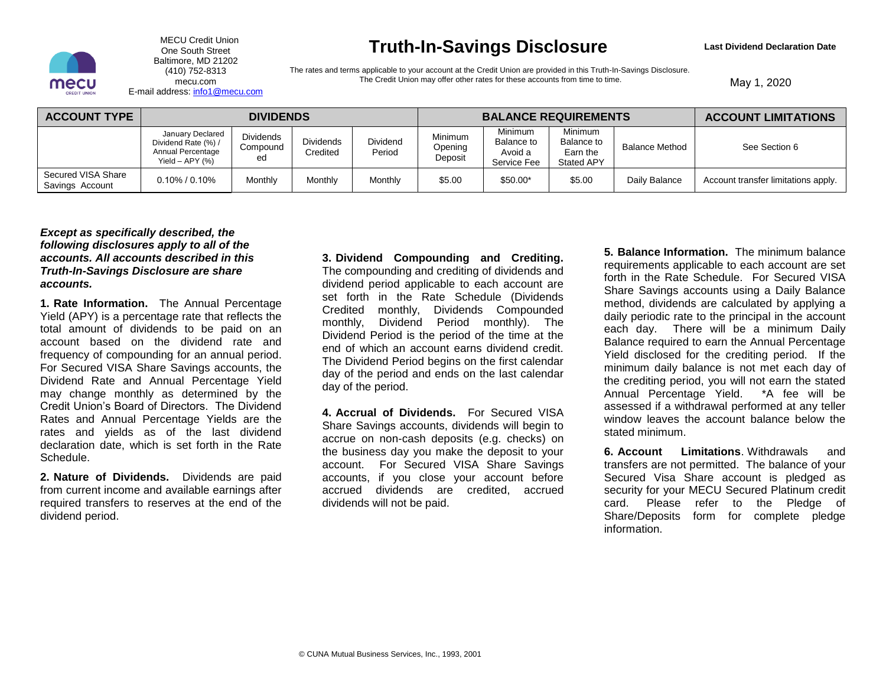MECU Credit Union
One South Street
Baltimore, MD 21202
(410) 752-8313
mecu.com
E-mail address: info1@mecu.com

# Truth-In-Savings Disclosure

The rates and terms applicable to your account at the Credit Union are provided in this Truth-In-Savings Disclosure. The Credit Union may offer other rates for these accounts from time to time.

**Last Dividend Declaration Date**

May 1, 2020

| ACCOUNT TYPE | DIVIDENDS | | | | BALANCE REQUIREMENTS | | | | ACCOUNT LIMITATIONS |
|---|---|---|---|---|---|---|---|---|---|
| | January Declared Dividend Rate (%) / Annual Percentage Yield – APY (%) | Dividends Compounded | Dividends Credited | Dividend Period | Minimum Opening Deposit | Minimum Balance to Avoid a Service Fee | Minimum Balance to Earn the Stated APY | Balance Method | See Section 6 |
| Secured VISA Share Savings Account | 0.10% / 0.10% | Monthly | Monthly | Monthly | $5.00 | $50.00* | $5.00 | Daily Balance | Account transfer limitations apply. |

***Except as specifically described, the following disclosures apply to all of the accounts. All accounts described in this Truth-In-Savings Disclosure are share accounts.***

**1. Rate Information.** The Annual Percentage Yield (APY) is a percentage rate that reflects the total amount of dividends to be paid on an account based on the dividend rate and frequency of compounding for an annual period. For Secured VISA Share Savings accounts, the Dividend Rate and Annual Percentage Yield may change monthly as determined by the Credit Union's Board of Directors. The Dividend Rates and Annual Percentage Yields are the rates and yields as of the last dividend declaration date, which is set forth in the Rate Schedule.

**2. Nature of Dividends.** Dividends are paid from current income and available earnings after required transfers to reserves at the end of the dividend period.

**3. Dividend Compounding and Crediting.** The compounding and crediting of dividends and dividend period applicable to each account are set forth in the Rate Schedule (Dividends Credited monthly, Dividends Compounded monthly, Dividend Period monthly). The Dividend Period is the period of the time at the end of which an account earns dividend credit. The Dividend Period begins on the first calendar day of the period and ends on the last calendar day of the period.

**4. Accrual of Dividends.** For Secured VISA Share Savings accounts, dividends will begin to accrue on non-cash deposits (e.g. checks) on the business day you make the deposit to your account. For Secured VISA Share Savings accounts, if you close your account before accrued dividends are credited, accrued dividends will not be paid.

**5. Balance Information.** The minimum balance requirements applicable to each account are set forth in the Rate Schedule. For Secured VISA Share Savings accounts using a Daily Balance method, dividends are calculated by applying a daily periodic rate to the principal in the account each day. There will be a minimum Daily Balance required to earn the Annual Percentage Yield disclosed for the crediting period. If the minimum daily balance is not met each day of the crediting period, you will not earn the stated Annual Percentage Yield. *A fee will be assessed if a withdrawal performed at any teller window leaves the account balance below the stated minimum.

**6. Account Limitations**. Withdrawals and transfers are not permitted. The balance of your Secured Visa Share account is pledged as security for your MECU Secured Platinum credit card. Please refer to the Pledge of Share/Deposits form for complete pledge information.

© CUNA Mutual Business Services, Inc., 1993, 2001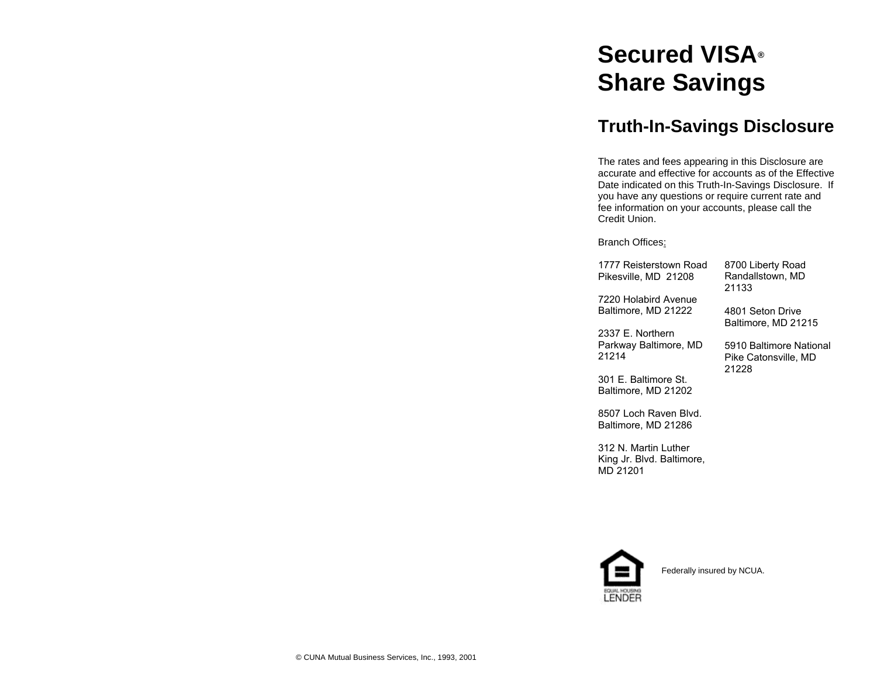# Secured VISA® Share Savings

## Truth-In-Savings Disclosure

The rates and fees appearing in this Disclosure are accurate and effective for accounts as of the Effective Date indicated on this Truth-In-Savings Disclosure. If you have any questions or require current rate and fee information on your accounts, please call the Credit Union.

Branch Offices:

1777 Reisterstown Road
Pikesville, MD 21208

7220 Holabird Avenue
Baltimore, MD 21222

2337 E. Northern Parkway Baltimore, MD 21214

301 E. Baltimore St.
Baltimore, MD 21202

8507 Loch Raven Blvd.
Baltimore, MD 21286

312 N. Martin Luther King Jr. Blvd. Baltimore, MD 21201

8700 Liberty Road
Randallstown, MD 21133

4801 Seton Drive
Baltimore, MD 21215

5910 Baltimore National Pike Catonsville, MD 21228

EQUAL HOUSING LENDER

Federally insured by NCUA.

© CUNA Mutual Business Services, Inc., 1993, 2001